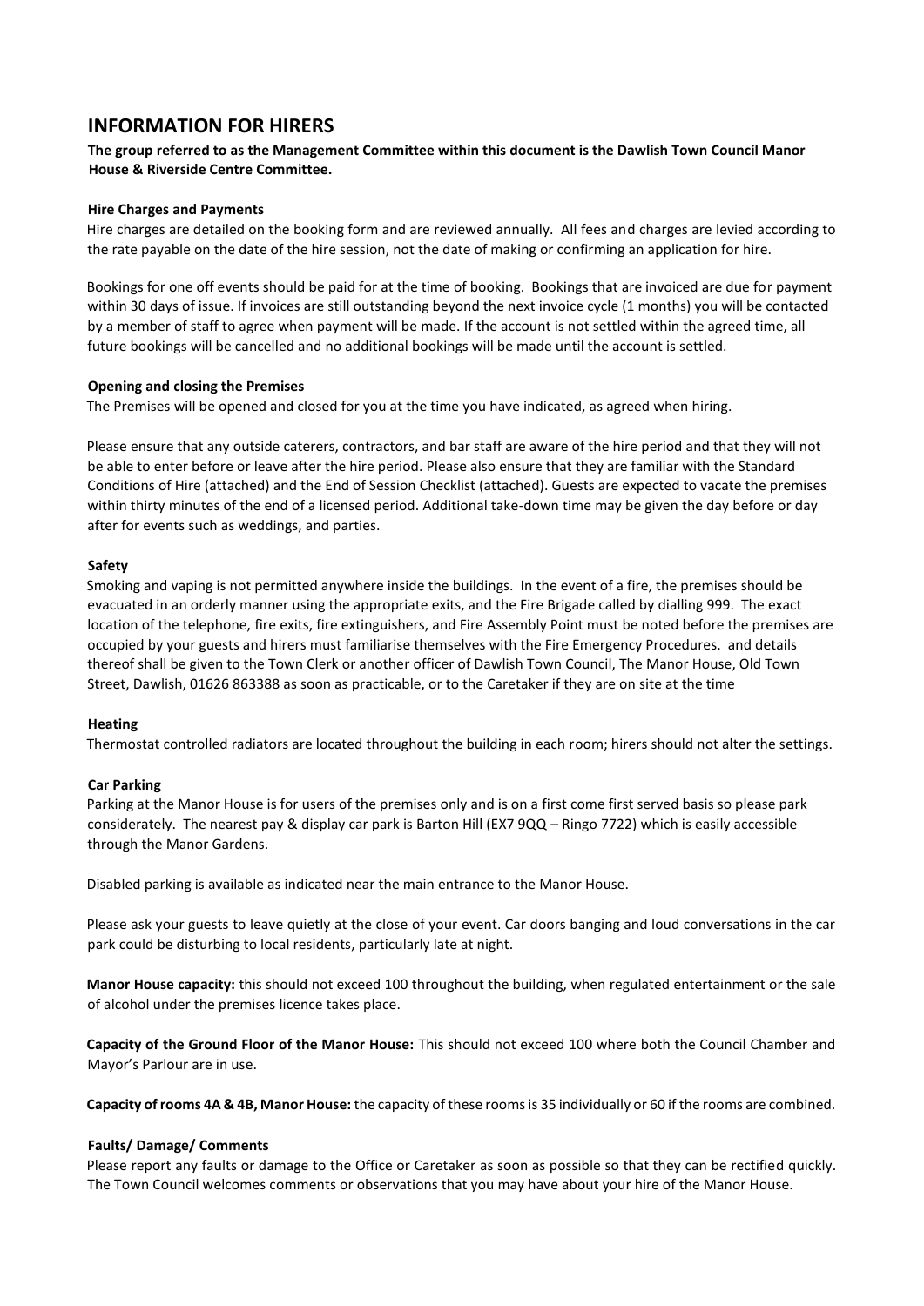# INFORMATION FOR HIRERS

**The group referred to as the Management Committee within this document is the Dawlish Town Council Manor House & Riverside Centre Committee.**

**Hire Charges and Payments**

Hire charges are detailed on the booking form and are reviewed annually. All fees and charges are levied according to the rate payable on the date of the hire session, not the date of making or confirming an application for hire.

Bookings for one off events should be paid for at the time of booking. Bookings that are invoiced are due for payment within 30 days of issue. If invoices are still outstanding beyond the next invoice cycle (1 months) you will be contacted by a member of staff to agree when payment will be made. If the account is not settled within the agreed time, all future bookings will be cancelled and no additional bookings will be made until the account is settled.

**Opening and closing the Premises**

The Premises will be opened and closed for you at the time you have indicated, as agreed when hiring.

Please ensure that any outside caterers, contractors, and bar staff are aware of the hire period and that they will not be able to enter before or leave after the hire period. Please also ensure that they are familiar with the Standard Conditions of Hire (attached) and the End of Session Checklist (attached). Guests are expected to vacate the premises within thirty minutes of the end of a licensed period. Additional take-down time may be given the day before or day after for events such as weddings, and parties.

**Safety**

Smoking and vaping is not permitted anywhere inside the buildings. In the event of a fire, the premises should be evacuated in an orderly manner using the appropriate exits, and the Fire Brigade called by dialling 999. The exact location of the telephone, fire exits, fire extinguishers, and Fire Assembly Point must be noted before the premises are occupied by your guests and hirers must familiarise themselves with the Fire Emergency Procedures. and details thereof shall be given to the Town Clerk or another officer of Dawlish Town Council, The Manor House, Old Town Street, Dawlish, 01626 863388 as soon as practicable, or to the Caretaker if they are on site at the time

**Heating**

Thermostat controlled radiators are located throughout the building in each room; hirers should not alter the settings.

**Car Parking**

Parking at the Manor House is for users of the premises only and is on a first come first served basis so please park considerately. The nearest pay & display car park is Barton Hill (EX7 9QQ – Ringo 7722) which is easily accessible through the Manor Gardens.

Disabled parking is available as indicated near the main entrance to the Manor House.

Please ask your guests to leave quietly at the close of your event. Car doors banging and loud conversations in the car park could be disturbing to local residents, particularly late at night.

**Manor House capacity:** this should not exceed 100 throughout the building, when regulated entertainment or the sale of alcohol under the premises licence takes place.

**Capacity of the Ground Floor of the Manor House:** This should not exceed 100 where both the Council Chamber and Mayor's Parlour are in use.

**Capacity of rooms 4A & 4B, Manor House:** the capacity of these rooms is 35 individually or 60 if the rooms are combined.

**Faults/ Damage/ Comments**

Please report any faults or damage to the Office or Caretaker as soon as possible so that they can be rectified quickly. The Town Council welcomes comments or observations that you may have about your hire of the Manor House.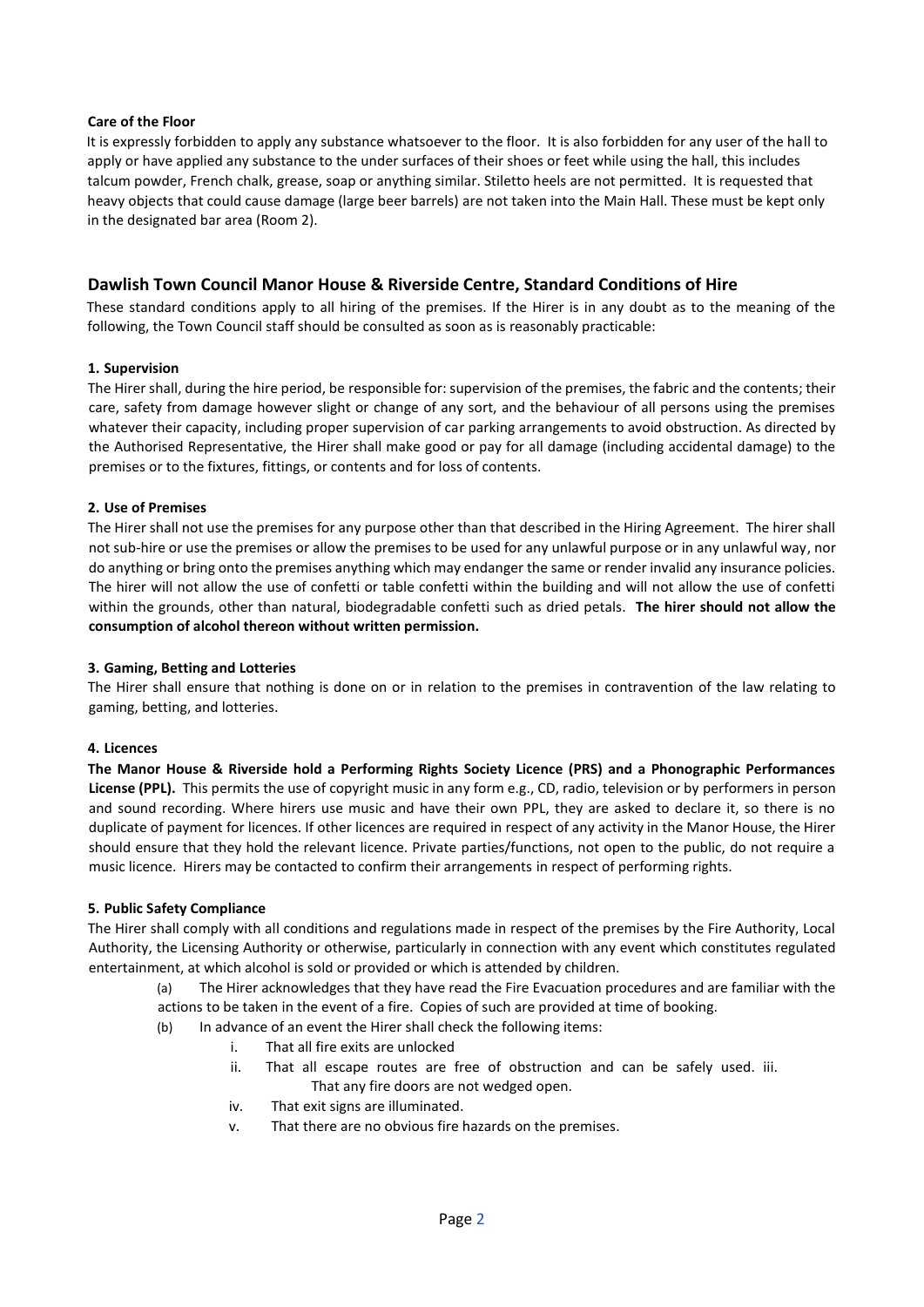**Care of the Floor**

It is expressly forbidden to apply any substance whatsoever to the floor. It is also forbidden for any user of the hall to apply or have applied any substance to the under surfaces of their shoes or feet while using the hall, this includes talcum powder, French chalk, grease, soap or anything similar. Stiletto heels are not permitted. It is requested that heavy objects that could cause damage (large beer barrels) are not taken into the Main Hall. These must be kept only in the designated bar area (Room 2).

## Dawlish Town Council Manor House & Riverside Centre, Standard Conditions of Hire

These standard conditions apply to all hiring of the premises. If the Hirer is in any doubt as to the meaning of the following, the Town Council staff should be consulted as soon as is reasonably practicable:

**1. Supervision**

The Hirer shall, during the hire period, be responsible for: supervision of the premises, the fabric and the contents; their care, safety from damage however slight or change of any sort, and the behaviour of all persons using the premises whatever their capacity, including proper supervision of car parking arrangements to avoid obstruction. As directed by the Authorised Representative, the Hirer shall make good or pay for all damage (including accidental damage) to the premises or to the fixtures, fittings, or contents and for loss of contents.

**2. Use of Premises**

The Hirer shall not use the premises for any purpose other than that described in the Hiring Agreement. The hirer shall not sub-hire or use the premises or allow the premises to be used for any unlawful purpose or in any unlawful way, nor do anything or bring onto the premises anything which may endanger the same or render invalid any insurance policies. The hirer will not allow the use of confetti or table confetti within the building and will not allow the use of confetti within the grounds, other than natural, biodegradable confetti such as dried petals. **The hirer should not allow the consumption of alcohol thereon without written permission.**

**3. Gaming, Betting and Lotteries**

The Hirer shall ensure that nothing is done on or in relation to the premises in contravention of the law relating to gaming, betting, and lotteries.

**4. Licences**

**The Manor House & Riverside hold a Performing Rights Society Licence (PRS) and a Phonographic Performances License (PPL).** This permits the use of copyright music in any form e.g., CD, radio, television or by performers in person and sound recording. Where hirers use music and have their own PPL, they are asked to declare it, so there is no duplicate of payment for licences. If other licences are required in respect of any activity in the Manor House, the Hirer should ensure that they hold the relevant licence. Private parties/functions, not open to the public, do not require a music licence. Hirers may be contacted to confirm their arrangements in respect of performing rights.

**5. Public Safety Compliance**

The Hirer shall comply with all conditions and regulations made in respect of the premises by the Fire Authority, Local Authority, the Licensing Authority or otherwise, particularly in connection with any event which constitutes regulated entertainment, at which alcohol is sold or provided or which is attended by children.

(a) The Hirer acknowledges that they have read the Fire Evacuation procedures and are familiar with the actions to be taken in the event of a fire. Copies of such are provided at time of booking.

(b) In advance of an event the Hirer shall check the following items:

i. That all fire exits are unlocked
ii. That all escape routes are free of obstruction and can be safely used.
iii. That any fire doors are not wedged open.
iv. That exit signs are illuminated.
v. That there are no obvious fire hazards on the premises.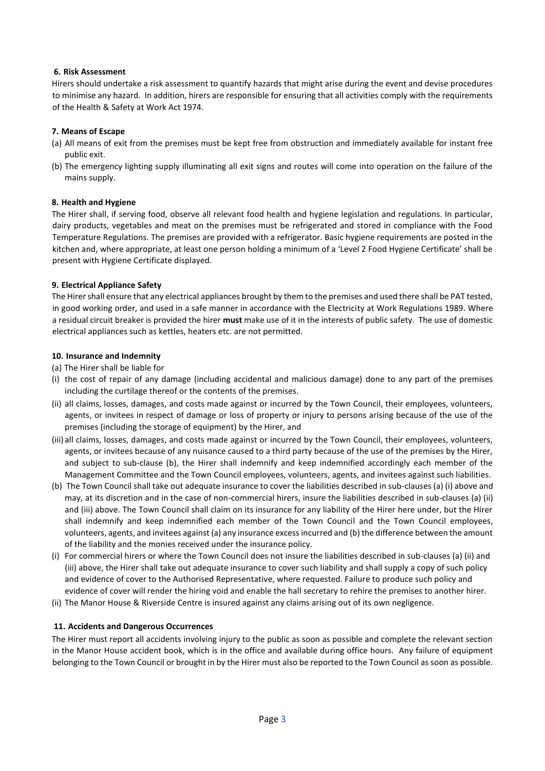**6. Risk Assessment**

Hirers should undertake a risk assessment to quantify hazards that might arise during the event and devise procedures to minimise any hazard. In addition, hirers are responsible for ensuring that all activities comply with the requirements of the Health & Safety at Work Act 1974.

**7. Means of Escape**

(a) All means of exit from the premises must be kept free from obstruction and immediately available for instant free public exit.

(b) The emergency lighting supply illuminating all exit signs and routes will come into operation on the failure of the mains supply.

**8. Health and Hygiene**

The Hirer shall, if serving food, observe all relevant food health and hygiene legislation and regulations. In particular, dairy products, vegetables and meat on the premises must be refrigerated and stored in compliance with the Food Temperature Regulations. The premises are provided with a refrigerator. Basic hygiene requirements are posted in the kitchen and, where appropriate, at least one person holding a minimum of a 'Level 2 Food Hygiene Certificate' shall be present with Hygiene Certificate displayed.

**9. Electrical Appliance Safety**

The Hirer shall ensure that any electrical appliances brought by them to the premises and used there shall be PAT tested, in good working order, and used in a safe manner in accordance with the Electricity at Work Regulations 1989. Where a residual circuit breaker is provided the hirer **must** make use of it in the interests of public safety. The use of domestic electrical appliances such as kettles, heaters etc. are not permitted.

**10. Insurance and Indemnity**

(a) The Hirer shall be liable for

(i) the cost of repair of any damage (including accidental and malicious damage) done to any part of the premises including the curtilage thereof or the contents of the premises.

(ii) all claims, losses, damages, and costs made against or incurred by the Town Council, their employees, volunteers, agents, or invitees in respect of damage or loss of property or injury to persons arising because of the use of the premises (including the storage of equipment) by the Hirer, and

(iii) all claims, losses, damages, and costs made against or incurred by the Town Council, their employees, volunteers, agents, or invitees because of any nuisance caused to a third party because of the use of the premises by the Hirer, and subject to sub-clause (b), the Hirer shall indemnify and keep indemnified accordingly each member of the Management Committee and the Town Council employees, volunteers, agents, and invitees against such liabilities.

(b) The Town Council shall take out adequate insurance to cover the liabilities described in sub-clauses (a) (i) above and may, at its discretion and in the case of non-commercial hirers, insure the liabilities described in sub-clauses (a) (ii) and (iii) above. The Town Council shall claim on its insurance for any liability of the Hirer here under, but the Hirer shall indemnify and keep indemnified each member of the Town Council and the Town Council employees, volunteers, agents, and invitees against (a) any insurance excess incurred and (b) the difference between the amount of the liability and the monies received under the insurance policy.

(i) For commercial hirers or where the Town Council does not insure the liabilities described in sub-clauses (a) (ii) and (iii) above, the Hirer shall take out adequate insurance to cover such liability and shall supply a copy of such policy and evidence of cover to the Authorised Representative, where requested. Failure to produce such policy and evidence of cover will render the hiring void and enable the hall secretary to rehire the premises to another hirer.

(ii) The Manor House & Riverside Centre is insured against any claims arising out of its own negligence.

**11. Accidents and Dangerous Occurrences**

The Hirer must report all accidents involving injury to the public as soon as possible and complete the relevant section in the Manor House accident book, which is in the office and available during office hours. Any failure of equipment belonging to the Town Council or brought in by the Hirer must also be reported to the Town Council as soon as possible.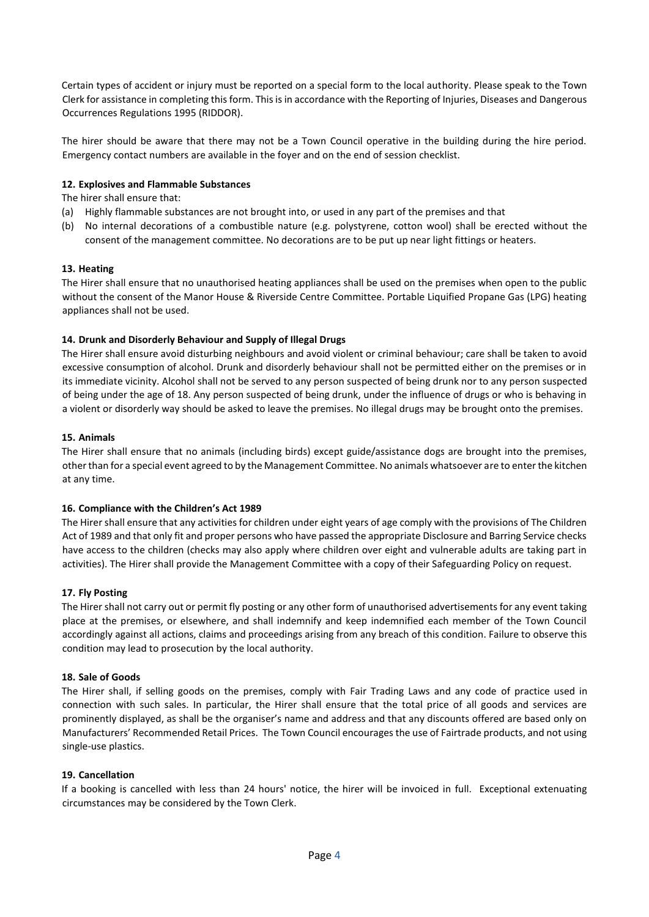Certain types of accident or injury must be reported on a special form to the local authority. Please speak to the Town Clerk for assistance in completing this form. This is in accordance with the Reporting of Injuries, Diseases and Dangerous Occurrences Regulations 1995 (RIDDOR).

The hirer should be aware that there may not be a Town Council operative in the building during the hire period. Emergency contact numbers are available in the foyer and on the end of session checklist.

**12. Explosives and Flammable Substances**

The hirer shall ensure that:

(a) Highly flammable substances are not brought into, or used in any part of the premises and that

(b) No internal decorations of a combustible nature (e.g. polystyrene, cotton wool) shall be erected without the consent of the management committee. No decorations are to be put up near light fittings or heaters.

**13. Heating**

The Hirer shall ensure that no unauthorised heating appliances shall be used on the premises when open to the public without the consent of the Manor House & Riverside Centre Committee. Portable Liquified Propane Gas (LPG) heating appliances shall not be used.

**14. Drunk and Disorderly Behaviour and Supply of Illegal Drugs**

The Hirer shall ensure avoid disturbing neighbours and avoid violent or criminal behaviour; care shall be taken to avoid excessive consumption of alcohol. Drunk and disorderly behaviour shall not be permitted either on the premises or in its immediate vicinity. Alcohol shall not be served to any person suspected of being drunk nor to any person suspected of being under the age of 18. Any person suspected of being drunk, under the influence of drugs or who is behaving in a violent or disorderly way should be asked to leave the premises. No illegal drugs may be brought onto the premises.

**15. Animals**

The Hirer shall ensure that no animals (including birds) except guide/assistance dogs are brought into the premises, other than for a special event agreed to by the Management Committee. No animals whatsoever are to enter the kitchen at any time.

**16. Compliance with the Children's Act 1989**

The Hirer shall ensure that any activities for children under eight years of age comply with the provisions of The Children Act of 1989 and that only fit and proper persons who have passed the appropriate Disclosure and Barring Service checks have access to the children (checks may also apply where children over eight and vulnerable adults are taking part in activities). The Hirer shall provide the Management Committee with a copy of their Safeguarding Policy on request.

**17. Fly Posting**

The Hirer shall not carry out or permit fly posting or any other form of unauthorised advertisements for any event taking place at the premises, or elsewhere, and shall indemnify and keep indemnified each member of the Town Council accordingly against all actions, claims and proceedings arising from any breach of this condition. Failure to observe this condition may lead to prosecution by the local authority.

**18. Sale of Goods**

The Hirer shall, if selling goods on the premises, comply with Fair Trading Laws and any code of practice used in connection with such sales. In particular, the Hirer shall ensure that the total price of all goods and services are prominently displayed, as shall be the organiser's name and address and that any discounts offered are based only on Manufacturers' Recommended Retail Prices. The Town Council encourages the use of Fairtrade products, and not using single-use plastics.

**19. Cancellation**

If a booking is cancelled with less than 24 hours' notice, the hirer will be invoiced in full. Exceptional extenuating circumstances may be considered by the Town Clerk.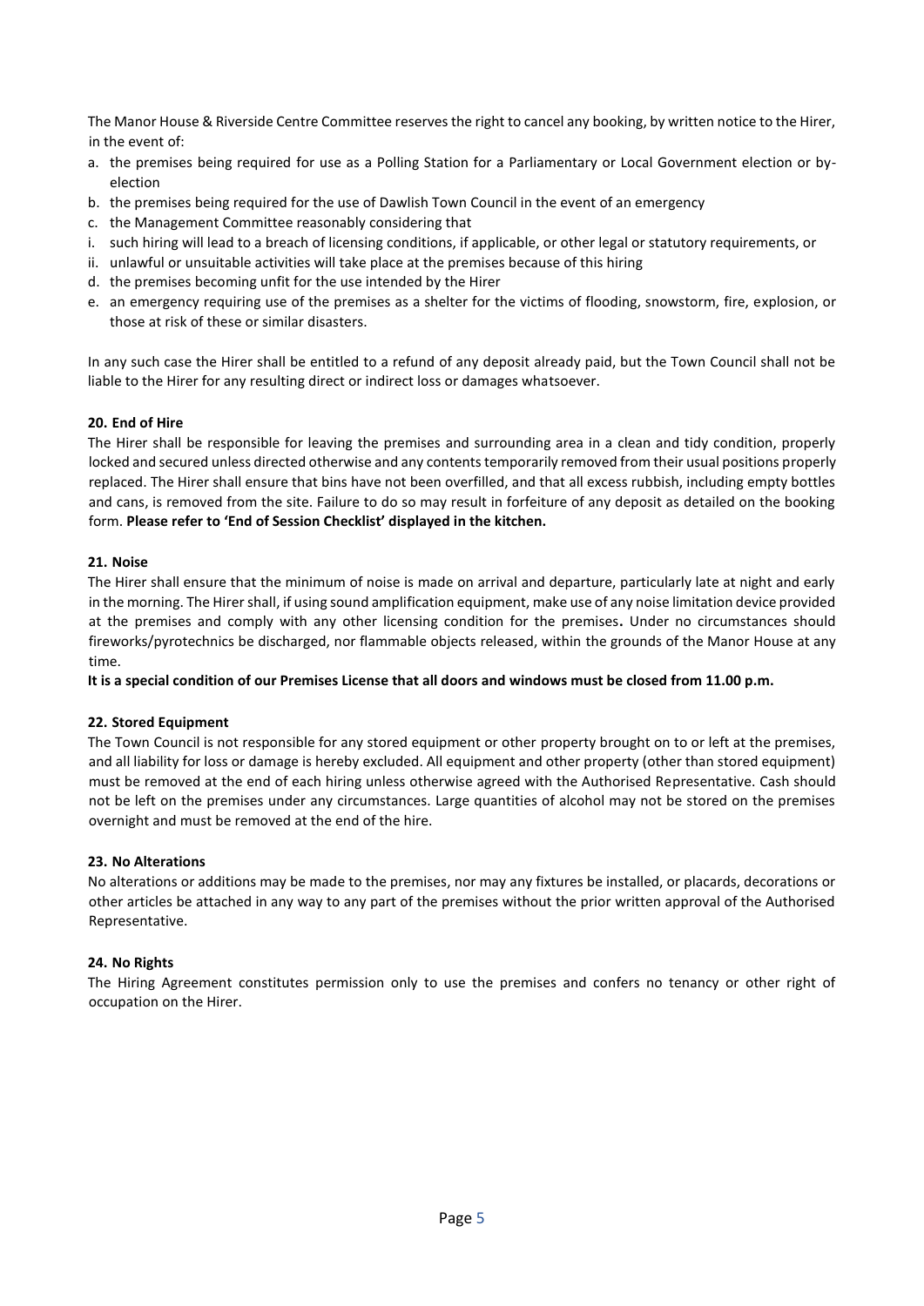The Manor House & Riverside Centre Committee reserves the right to cancel any booking, by written notice to the Hirer, in the event of:

a. the premises being required for use as a Polling Station for a Parliamentary or Local Government election or by-election
b. the premises being required for the use of Dawlish Town Council in the event of an emergency
c. the Management Committee reasonably considering that
   i. such hiring will lead to a breach of licensing conditions, if applicable, or other legal or statutory requirements, or
   ii. unlawful or unsuitable activities will take place at the premises because of this hiring
d. the premises becoming unfit for the use intended by the Hirer
e. an emergency requiring use of the premises as a shelter for the victims of flooding, snowstorm, fire, explosion, or those at risk of these or similar disasters.

In any such case the Hirer shall be entitled to a refund of any deposit already paid, but the Town Council shall not be liable to the Hirer for any resulting direct or indirect loss or damages whatsoever.

**20. End of Hire**

The Hirer shall be responsible for leaving the premises and surrounding area in a clean and tidy condition, properly locked and secured unless directed otherwise and any contents temporarily removed from their usual positions properly replaced. The Hirer shall ensure that bins have not been overfilled, and that all excess rubbish, including empty bottles and cans, is removed from the site. Failure to do so may result in forfeiture of any deposit as detailed on the booking form. **Please refer to 'End of Session Checklist' displayed in the kitchen.**

**21. Noise**

The Hirer shall ensure that the minimum of noise is made on arrival and departure, particularly late at night and early in the morning. The Hirer shall, if using sound amplification equipment, make use of any noise limitation device provided at the premises and comply with any other licensing condition for the premises**.** Under no circumstances should fireworks/pyrotechnics be discharged, nor flammable objects released, within the grounds of the Manor House at any time.

**It is a special condition of our Premises License that all doors and windows must be closed from 11.00 p.m.**

**22. Stored Equipment**

The Town Council is not responsible for any stored equipment or other property brought on to or left at the premises, and all liability for loss or damage is hereby excluded. All equipment and other property (other than stored equipment) must be removed at the end of each hiring unless otherwise agreed with the Authorised Representative. Cash should not be left on the premises under any circumstances. Large quantities of alcohol may not be stored on the premises overnight and must be removed at the end of the hire.

**23. No Alterations**

No alterations or additions may be made to the premises, nor may any fixtures be installed, or placards, decorations or other articles be attached in any way to any part of the premises without the prior written approval of the Authorised Representative.

**24. No Rights**

The Hiring Agreement constitutes permission only to use the premises and confers no tenancy or other right of occupation on the Hirer.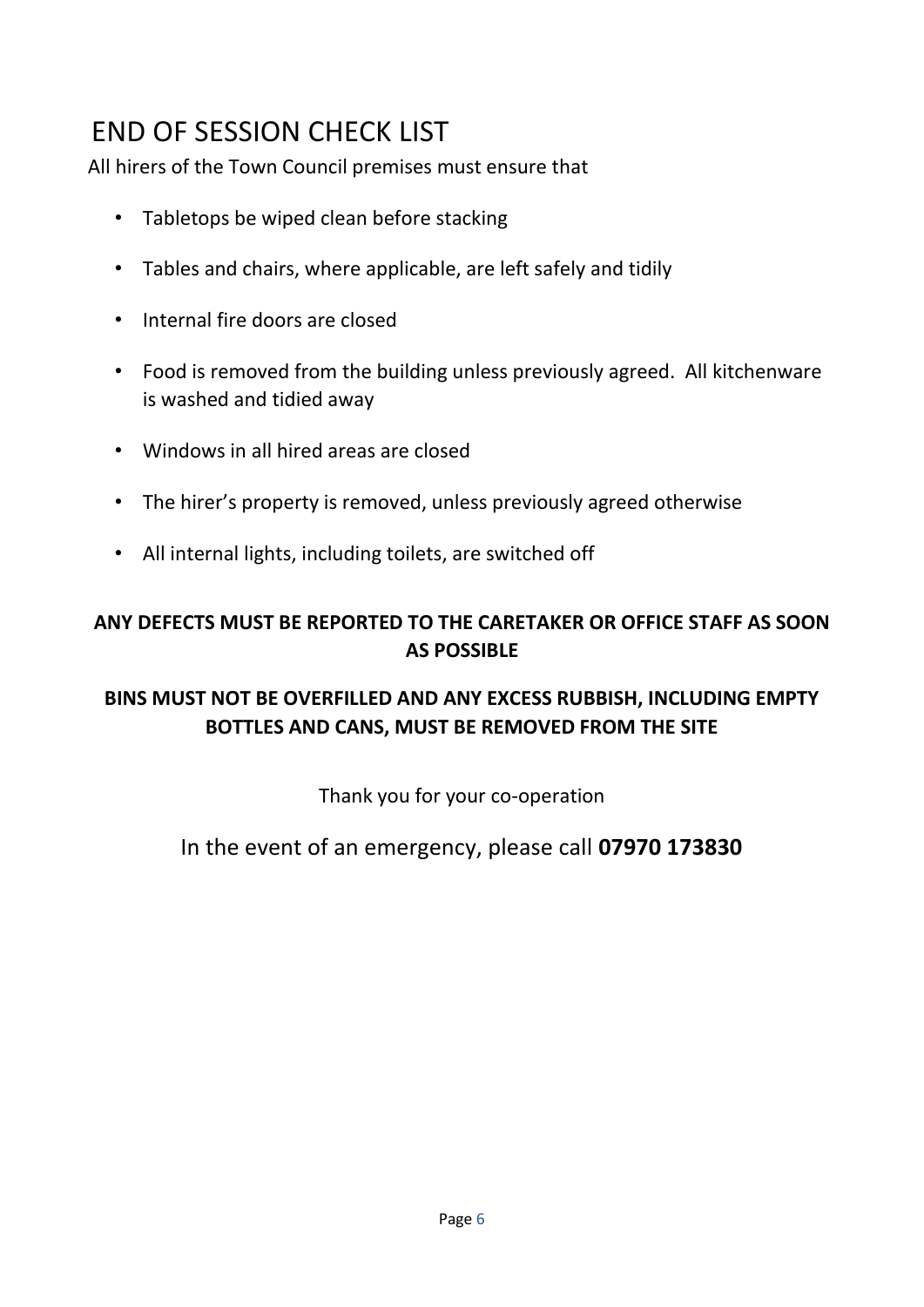# END OF SESSION CHECK LIST

All hirers of the Town Council premises must ensure that

- Tabletops be wiped clean before stacking
- Tables and chairs, where applicable, are left safely and tidily
- Internal fire doors are closed
- Food is removed from the building unless previously agreed. All kitchenware is washed and tidied away
- Windows in all hired areas are closed
- The hirer's property is removed, unless previously agreed otherwise
- All internal lights, including toilets, are switched off

**ANY DEFECTS MUST BE REPORTED TO THE CARETAKER OR OFFICE STAFF AS SOON AS POSSIBLE**

**BINS MUST NOT BE OVERFILLED AND ANY EXCESS RUBBISH, INCLUDING EMPTY BOTTLES AND CANS, MUST BE REMOVED FROM THE SITE**

Thank you for your co-operation

In the event of an emergency, please call **07970 173830**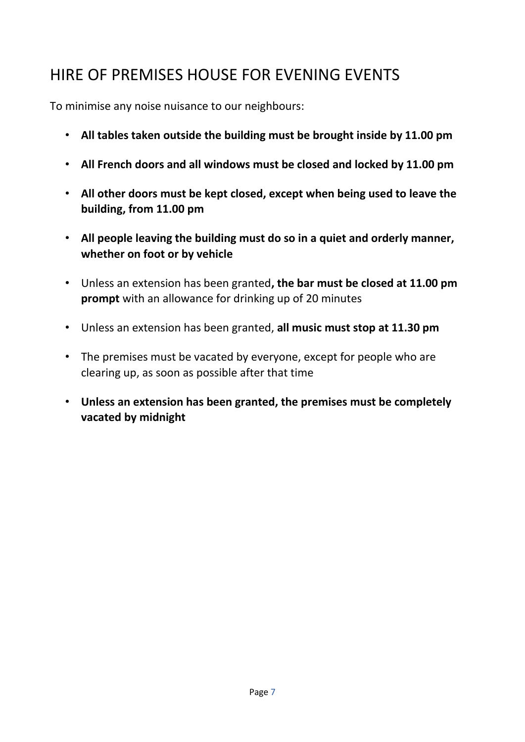# HIRE OF PREMISES HOUSE FOR EVENING EVENTS

To minimise any noise nuisance to our neighbours:

- **All tables taken outside the building must be brought inside by 11.00 pm**
- **All French doors and all windows must be closed and locked by 11.00 pm**
- **All other doors must be kept closed, except when being used to leave the building, from 11.00 pm**
- **All people leaving the building must do so in a quiet and orderly manner, whether on foot or by vehicle**
- Unless an extension has been granted**, the bar must be closed at 11.00 pm prompt** with an allowance for drinking up of 20 minutes
- Unless an extension has been granted, **all music must stop at 11.30 pm**
- The premises must be vacated by everyone, except for people who are clearing up, as soon as possible after that time
- **Unless an extension has been granted, the premises must be completely vacated by midnight**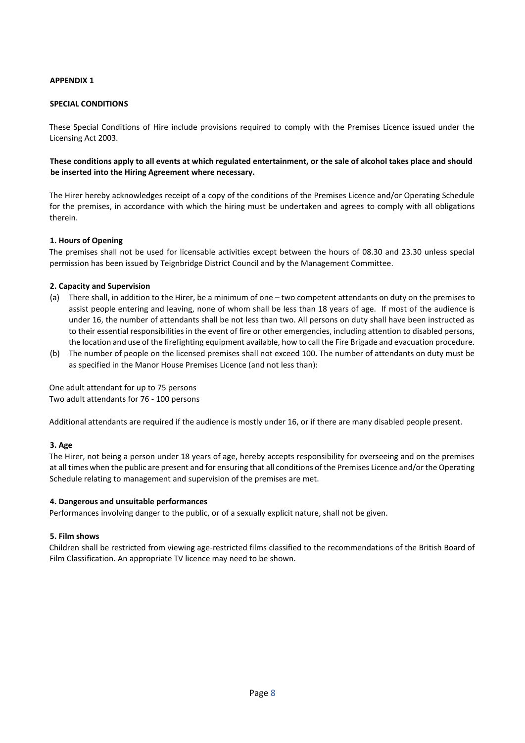**APPENDIX 1**

**SPECIAL CONDITIONS**

These Special Conditions of Hire include provisions required to comply with the Premises Licence issued under the Licensing Act 2003.

**These conditions apply to all events at which regulated entertainment, or the sale of alcohol takes place and should be inserted into the Hiring Agreement where necessary.**

The Hirer hereby acknowledges receipt of a copy of the conditions of the Premises Licence and/or Operating Schedule for the premises, in accordance with which the hiring must be undertaken and agrees to comply with all obligations therein.

**1. Hours of Opening**

The premises shall not be used for licensable activities except between the hours of 08.30 and 23.30 unless special permission has been issued by Teignbridge District Council and by the Management Committee.

**2. Capacity and Supervision**

(a) There shall, in addition to the Hirer, be a minimum of one – two competent attendants on duty on the premises to assist people entering and leaving, none of whom shall be less than 18 years of age. If most of the audience is under 16, the number of attendants shall be not less than two. All persons on duty shall have been instructed as to their essential responsibilities in the event of fire or other emergencies, including attention to disabled persons, the location and use of the firefighting equipment available, how to call the Fire Brigade and evacuation procedure.

(b) The number of people on the licensed premises shall not exceed 100. The number of attendants on duty must be as specified in the Manor House Premises Licence (and not less than):

One adult attendant for up to 75 persons
Two adult attendants for 76 - 100 persons

Additional attendants are required if the audience is mostly under 16, or if there are many disabled people present.

**3. Age**

The Hirer, not being a person under 18 years of age, hereby accepts responsibility for overseeing and on the premises at all times when the public are present and for ensuring that all conditions of the Premises Licence and/or the Operating Schedule relating to management and supervision of the premises are met.

**4. Dangerous and unsuitable performances**

Performances involving danger to the public, or of a sexually explicit nature, shall not be given.

**5. Film shows**

Children shall be restricted from viewing age-restricted films classified to the recommendations of the British Board of Film Classification. An appropriate TV licence may need to be shown.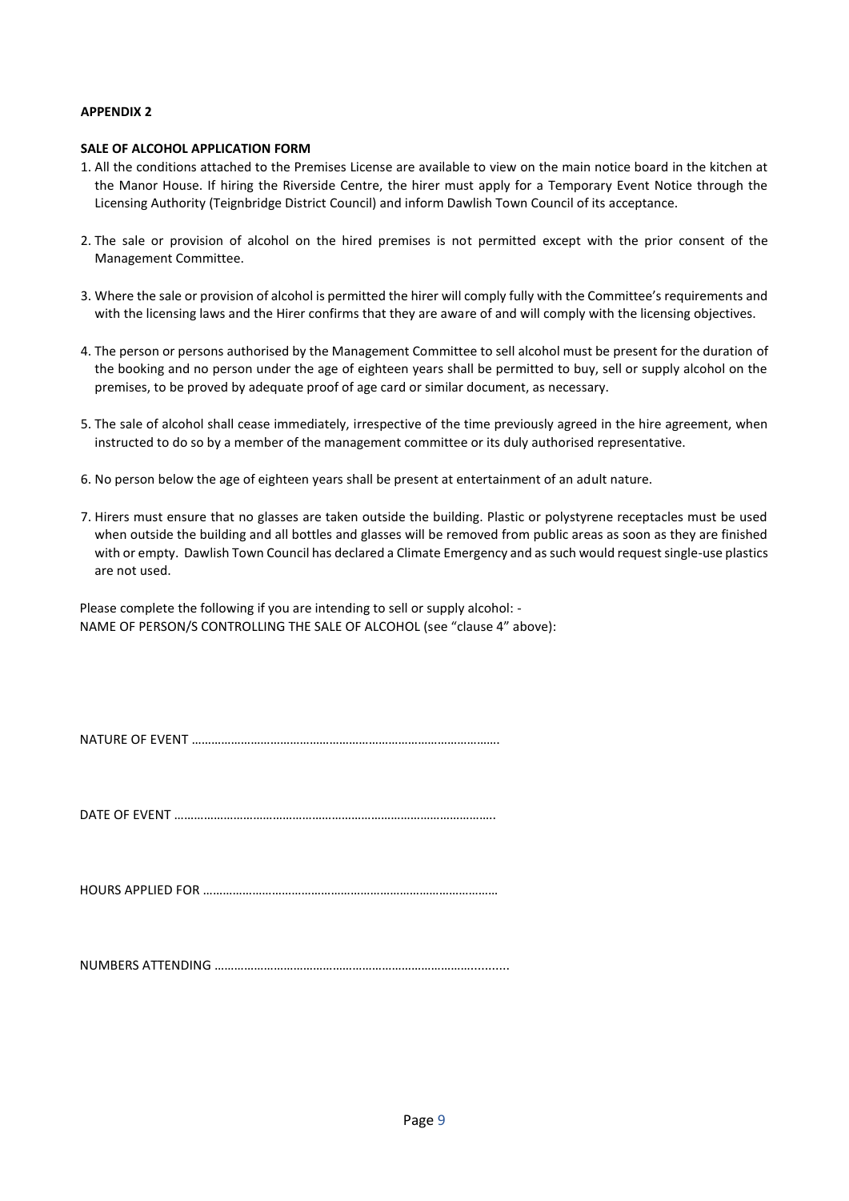**APPENDIX 2**

**SALE OF ALCOHOL APPLICATION FORM**

1. All the conditions attached to the Premises License are available to view on the main notice board in the kitchen at the Manor House. If hiring the Riverside Centre, the hirer must apply for a Temporary Event Notice through the Licensing Authority (Teignbridge District Council) and inform Dawlish Town Council of its acceptance.

2. The sale or provision of alcohol on the hired premises is not permitted except with the prior consent of the Management Committee.

3. Where the sale or provision of alcohol is permitted the hirer will comply fully with the Committee's requirements and with the licensing laws and the Hirer confirms that they are aware of and will comply with the licensing objectives.

4. The person or persons authorised by the Management Committee to sell alcohol must be present for the duration of the booking and no person under the age of eighteen years shall be permitted to buy, sell or supply alcohol on the premises, to be proved by adequate proof of age card or similar document, as necessary.

5. The sale of alcohol shall cease immediately, irrespective of the time previously agreed in the hire agreement, when instructed to do so by a member of the management committee or its duly authorised representative.

6. No person below the age of eighteen years shall be present at entertainment of an adult nature.

7. Hirers must ensure that no glasses are taken outside the building. Plastic or polystyrene receptacles must be used when outside the building and all bottles and glasses will be removed from public areas as soon as they are finished with or empty. Dawlish Town Council has declared a Climate Emergency and as such would request single-use plastics are not used.

Please complete the following if you are intending to sell or supply alcohol: -
NAME OF PERSON/S CONTROLLING THE SALE OF ALCOHOL (see "clause 4" above):

NATURE OF EVENT ……………………………………………………………………………….

DATE OF EVENT ……………………………………………………………………………………

HOURS APPLIED FOR ……………………………………………………………………………

NUMBERS ATTENDING ……………………………………………………………….........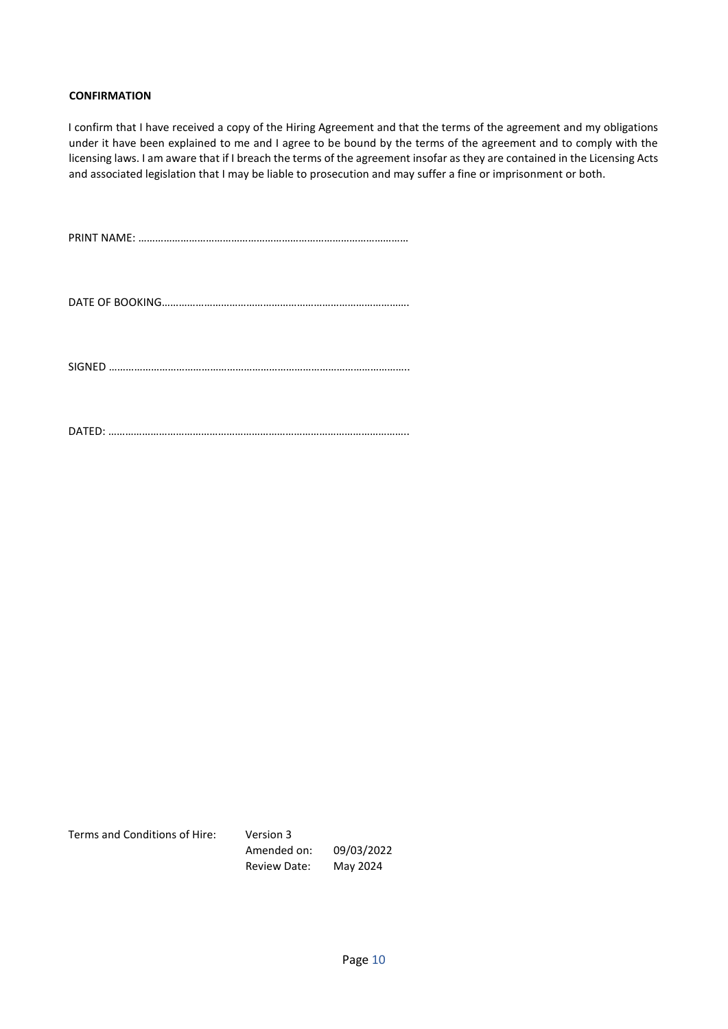**CONFIRMATION**

I confirm that I have received a copy of the Hiring Agreement and that the terms of the agreement and my obligations under it have been explained to me and I agree to be bound by the terms of the agreement and to comply with the licensing laws. I am aware that if I breach the terms of the agreement insofar as they are contained in the Licensing Acts and associated legislation that I may be liable to prosecution and may suffer a fine or imprisonment or both.

PRINT NAME: ……………………………………………………………………………………

DATE OF BOOKING…………………………………………………………………………….

SIGNED ………………………………………………………………………………………….

DATED: ………………………………………………………………………………………….

| | | |
|---|---|---|
| Terms and Conditions of Hire: | Version 3 | |
| | Amended on: | 09/03/2022 |
| | Review Date: | May 2024 |